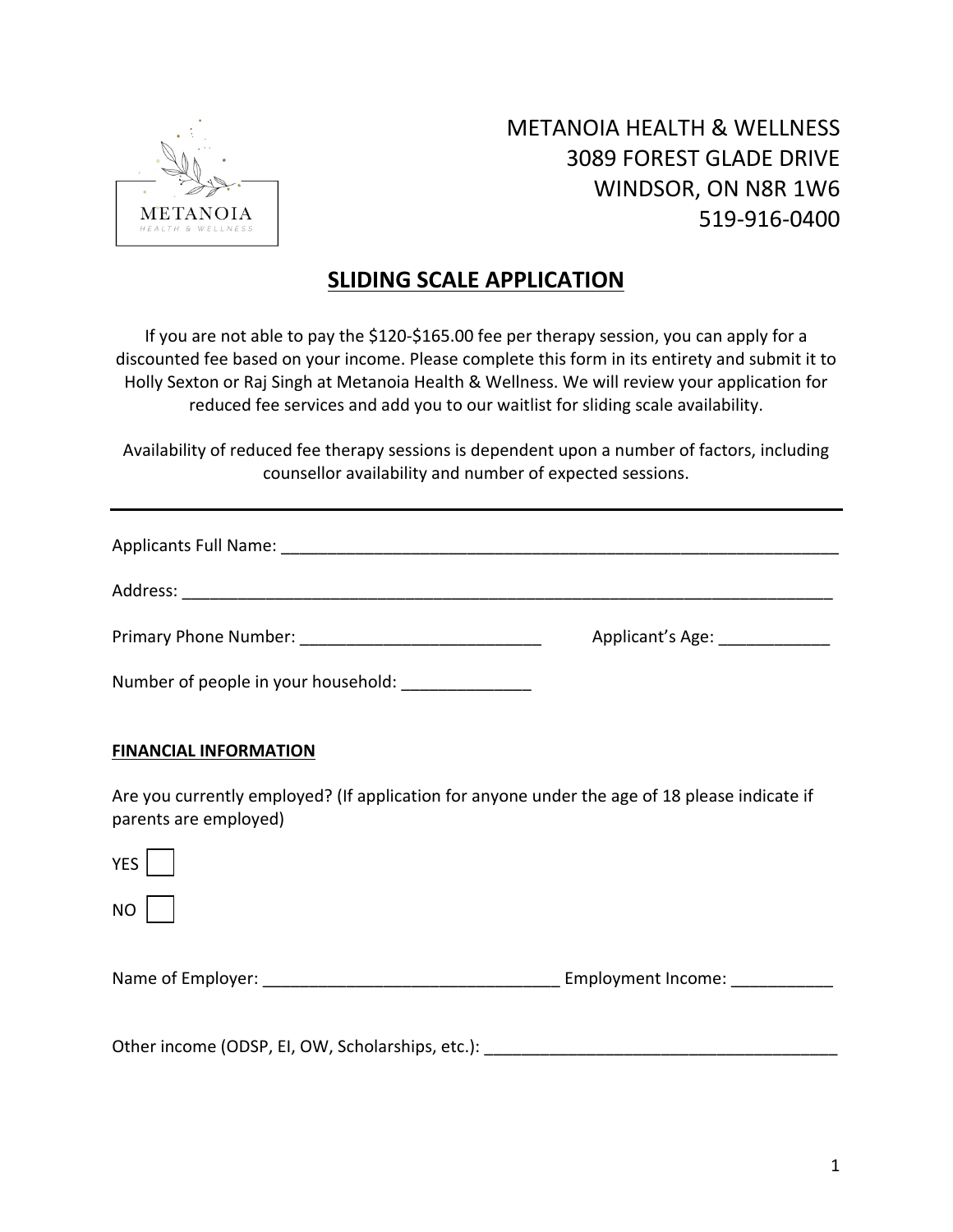METANOIA HEALTH & WELLNESS
3089 FOREST GLADE DRIVE
WINDSOR, ON N8R 1W6
519-916-0400

# SLIDING SCALE APPLICATION

If you are not able to pay the $120-$165.00 fee per therapy session, you can apply for a discounted fee based on your income. Please complete this form in its entirety and submit it to Holly Sexton or Raj Singh at Metanoia Health & Wellness. We will review your application for reduced fee services and add you to our waitlist for sliding scale availability.

Availability of reduced fee therapy sessions is dependent upon a number of factors, including counsellor availability and number of expected sessions.

---

Applicants Full Name: ______________________________________________________________

Address: ________________________________________________________________________

Primary Phone Number: __________________________ Applicant's Age: ____________

Number of people in your household: ______________

**FINANCIAL INFORMATION**

Are you currently employed? (If application for anyone under the age of 18 please indicate if parents are employed)

YES ☐

NO ☐

Name of Employer: ________________________________ Employment Income: ___________

Other income (ODSP, EI, OW, Scholarships, etc.): ______________________________________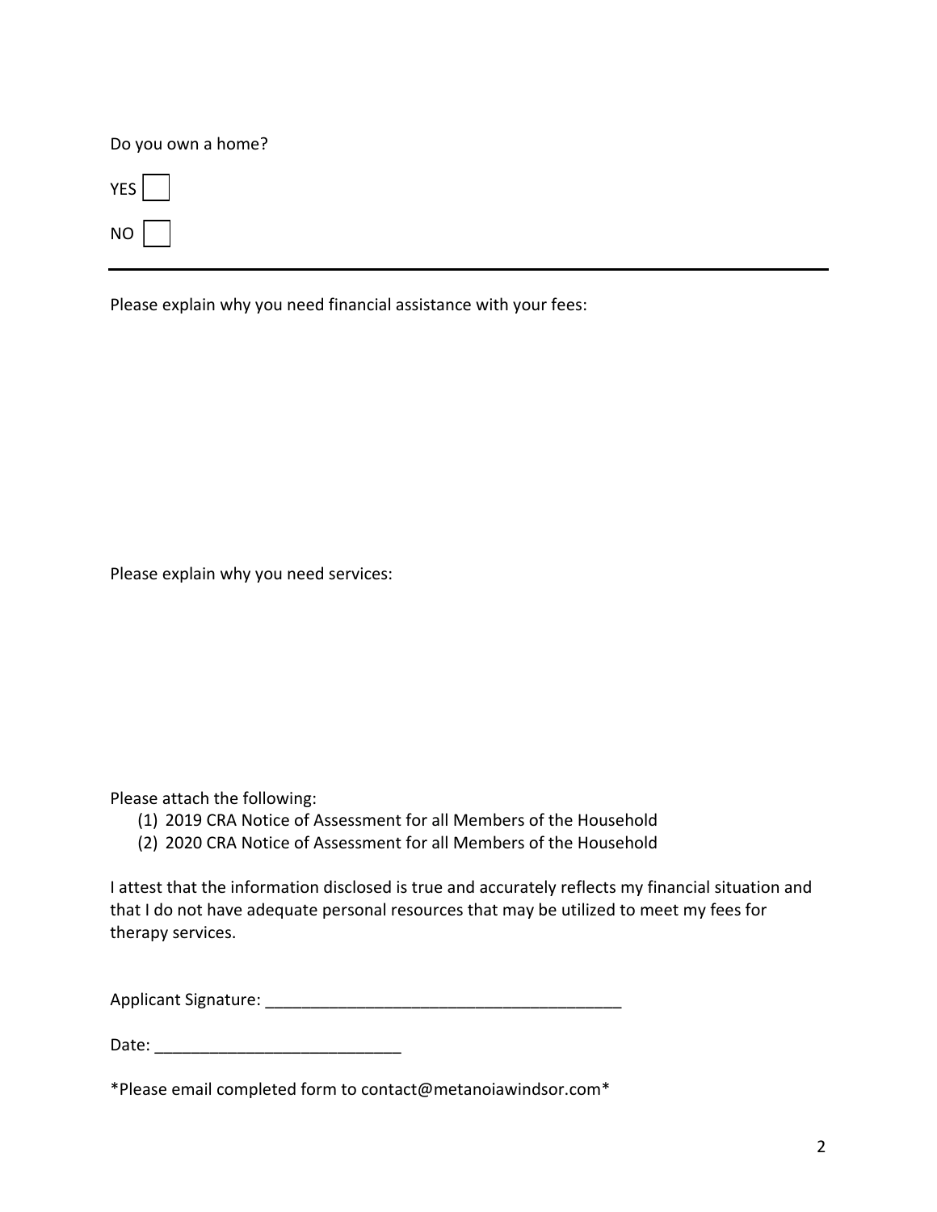Do you own a home?

YES ☐

NO ☐

---

Please explain why you need financial assistance with your fees:

Please explain why you need services:

Please attach the following:

(1) 2019 CRA Notice of Assessment for all Members of the Household
(2) 2020 CRA Notice of Assessment for all Members of the Household

I attest that the information disclosed is true and accurately reflects my financial situation and that I do not have adequate personal resources that may be utilized to meet my fees for therapy services.

Applicant Signature: ________________________________________

Date: ___________________________

*Please email completed form to contact@metanoiawindsor.com*